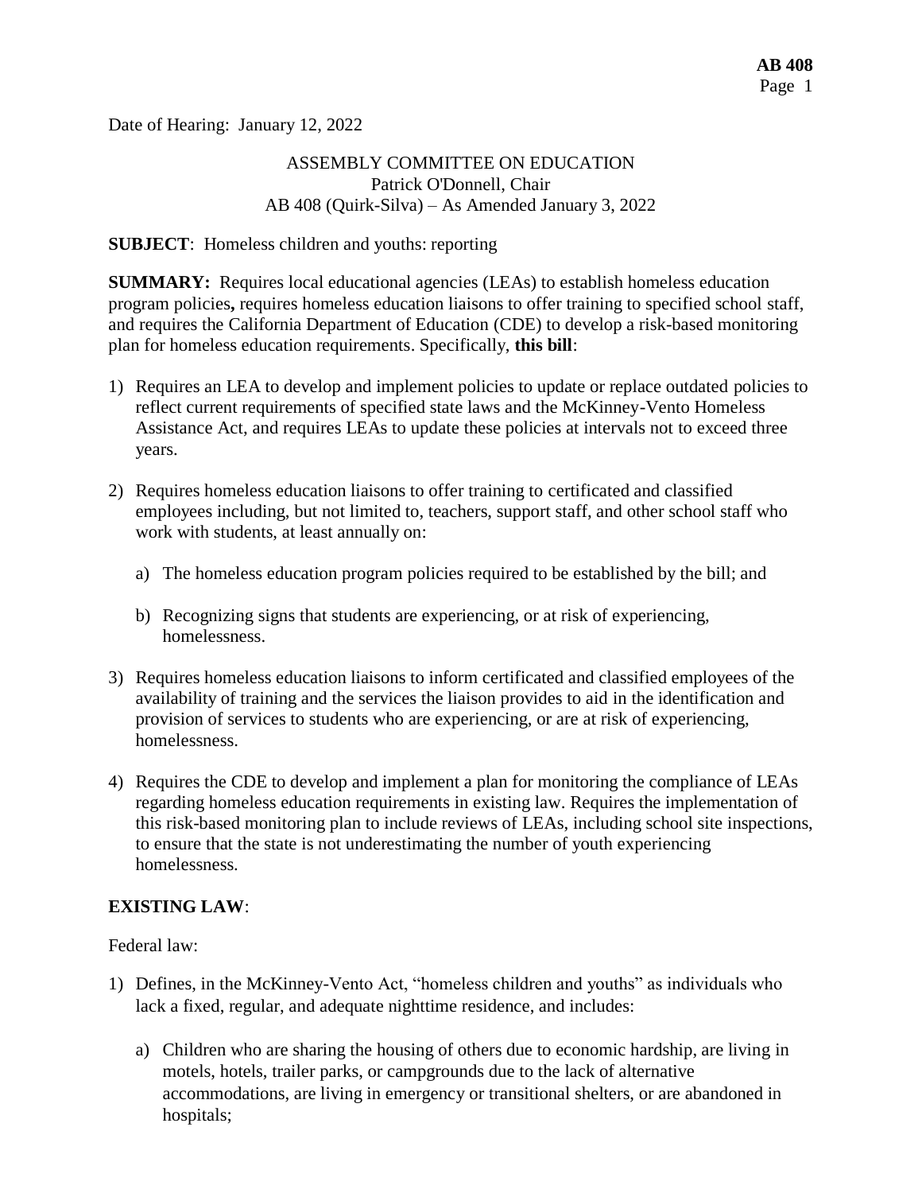Date of Hearing: January 12, 2022

ASSEMBLY COMMITTEE ON EDUCATION
Patrick O'Donnell, Chair
AB 408 (Quirk-Silva) – As Amended January 3, 2022

**SUBJECT**: Homeless children and youths: reporting

**SUMMARY:** Requires local educational agencies (LEAs) to establish homeless education program policies**,** requires homeless education liaisons to offer training to specified school staff, and requires the California Department of Education (CDE) to develop a risk-based monitoring plan for homeless education requirements. Specifically, **this bill**:

1) Requires an LEA to develop and implement policies to update or replace outdated policies to reflect current requirements of specified state laws and the McKinney-Vento Homeless Assistance Act, and requires LEAs to update these policies at intervals not to exceed three years.

2) Requires homeless education liaisons to offer training to certificated and classified employees including, but not limited to, teachers, support staff, and other school staff who work with students, at least annually on:

   a) The homeless education program policies required to be established by the bill; and

   b) Recognizing signs that students are experiencing, or at risk of experiencing, homelessness.

3) Requires homeless education liaisons to inform certificated and classified employees of the availability of training and the services the liaison provides to aid in the identification and provision of services to students who are experiencing, or are at risk of experiencing, homelessness.

4) Requires the CDE to develop and implement a plan for monitoring the compliance of LEAs regarding homeless education requirements in existing law. Requires the implementation of this risk-based monitoring plan to include reviews of LEAs, including school site inspections, to ensure that the state is not underestimating the number of youth experiencing homelessness.

**EXISTING LAW**:

Federal law:

1) Defines, in the McKinney-Vento Act, "homeless children and youths" as individuals who lack a fixed, regular, and adequate nighttime residence, and includes:

   a) Children who are sharing the housing of others due to economic hardship, are living in motels, hotels, trailer parks, or campgrounds due to the lack of alternative accommodations, are living in emergency or transitional shelters, or are abandoned in hospitals;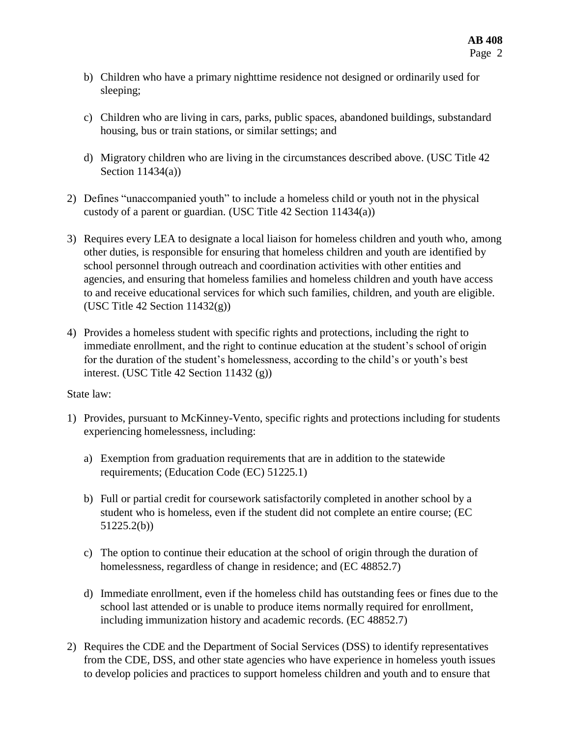b) Children who have a primary nighttime residence not designed or ordinarily used for sleeping;

c) Children who are living in cars, parks, public spaces, abandoned buildings, substandard housing, bus or train stations, or similar settings; and

d) Migratory children who are living in the circumstances described above. (USC Title 42 Section 11434(a))

2) Defines "unaccompanied youth" to include a homeless child or youth not in the physical custody of a parent or guardian. (USC Title 42 Section 11434(a))

3) Requires every LEA to designate a local liaison for homeless children and youth who, among other duties, is responsible for ensuring that homeless children and youth are identified by school personnel through outreach and coordination activities with other entities and agencies, and ensuring that homeless families and homeless children and youth have access to and receive educational services for which such families, children, and youth are eligible. (USC Title 42 Section 11432(g))

4) Provides a homeless student with specific rights and protections, including the right to immediate enrollment, and the right to continue education at the student's school of origin for the duration of the student's homelessness, according to the child's or youth's best interest. (USC Title 42 Section 11432 (g))

State law:

1) Provides, pursuant to McKinney-Vento, specific rights and protections including for students experiencing homelessness, including:

   a) Exemption from graduation requirements that are in addition to the statewide requirements; (Education Code (EC) 51225.1)

   b) Full or partial credit for coursework satisfactorily completed in another school by a student who is homeless, even if the student did not complete an entire course; (EC 51225.2(b))

   c) The option to continue their education at the school of origin through the duration of homelessness, regardless of change in residence; and (EC 48852.7)

   d) Immediate enrollment, even if the homeless child has outstanding fees or fines due to the school last attended or is unable to produce items normally required for enrollment, including immunization history and academic records. (EC 48852.7)

2) Requires the CDE and the Department of Social Services (DSS) to identify representatives from the CDE, DSS, and other state agencies who have experience in homeless youth issues to develop policies and practices to support homeless children and youth and to ensure that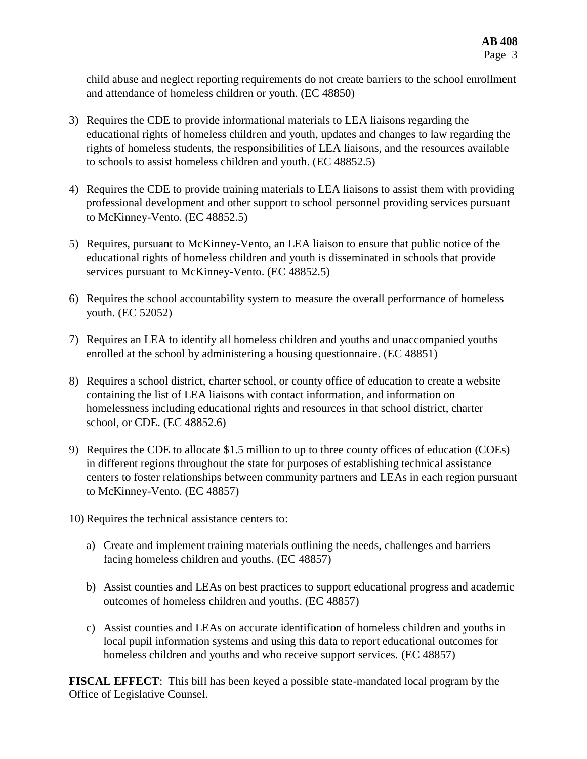child abuse and neglect reporting requirements do not create barriers to the school enrollment and attendance of homeless children or youth. (EC 48850)

3) Requires the CDE to provide informational materials to LEA liaisons regarding the educational rights of homeless children and youth, updates and changes to law regarding the rights of homeless students, the responsibilities of LEA liaisons, and the resources available to schools to assist homeless children and youth. (EC 48852.5)

4) Requires the CDE to provide training materials to LEA liaisons to assist them with providing professional development and other support to school personnel providing services pursuant to McKinney-Vento. (EC 48852.5)

5) Requires, pursuant to McKinney-Vento, an LEA liaison to ensure that public notice of the educational rights of homeless children and youth is disseminated in schools that provide services pursuant to McKinney-Vento. (EC 48852.5)

6) Requires the school accountability system to measure the overall performance of homeless youth. (EC 52052)

7) Requires an LEA to identify all homeless children and youths and unaccompanied youths enrolled at the school by administering a housing questionnaire. (EC 48851)

8) Requires a school district, charter school, or county office of education to create a website containing the list of LEA liaisons with contact information, and information on homelessness including educational rights and resources in that school district, charter school, or CDE. (EC 48852.6)

9) Requires the CDE to allocate $1.5 million to up to three county offices of education (COEs) in different regions throughout the state for purposes of establishing technical assistance centers to foster relationships between community partners and LEAs in each region pursuant to McKinney-Vento. (EC 48857)

10) Requires the technical assistance centers to:

    a) Create and implement training materials outlining the needs, challenges and barriers facing homeless children and youths. (EC 48857)

    b) Assist counties and LEAs on best practices to support educational progress and academic outcomes of homeless children and youths. (EC 48857)

    c) Assist counties and LEAs on accurate identification of homeless children and youths in local pupil information systems and using this data to report educational outcomes for homeless children and youths and who receive support services. (EC 48857)

**FISCAL EFFECT**: This bill has been keyed a possible state-mandated local program by the Office of Legislative Counsel.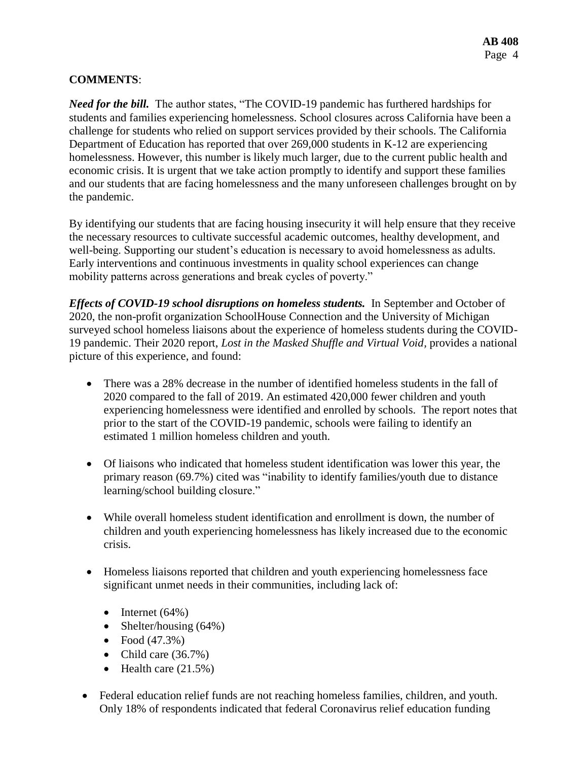**COMMENTS**:

***Need for the bill.*** The author states, "The COVID-19 pandemic has furthered hardships for students and families experiencing homelessness. School closures across California have been a challenge for students who relied on support services provided by their schools. The California Department of Education has reported that over 269,000 students in K-12 are experiencing homelessness. However, this number is likely much larger, due to the current public health and economic crisis. It is urgent that we take action promptly to identify and support these families and our students that are facing homelessness and the many unforeseen challenges brought on by the pandemic.

By identifying our students that are facing housing insecurity it will help ensure that they receive the necessary resources to cultivate successful academic outcomes, healthy development, and well-being. Supporting our student's education is necessary to avoid homelessness as adults. Early interventions and continuous investments in quality school experiences can change mobility patterns across generations and break cycles of poverty."

***Effects of COVID-19 school disruptions on homeless students.*** In September and October of 2020, the non-profit organization SchoolHouse Connection and the University of Michigan surveyed school homeless liaisons about the experience of homeless students during the COVID-19 pandemic. Their 2020 report, *Lost in the Masked Shuffle and Virtual Void*, provides a national picture of this experience, and found:

- There was a 28% decrease in the number of identified homeless students in the fall of 2020 compared to the fall of 2019. An estimated 420,000 fewer children and youth experiencing homelessness were identified and enrolled by schools. The report notes that prior to the start of the COVID-19 pandemic, schools were failing to identify an estimated 1 million homeless children and youth.
- Of liaisons who indicated that homeless student identification was lower this year, the primary reason (69.7%) cited was "inability to identify families/youth due to distance learning/school building closure."
- While overall homeless student identification and enrollment is down, the number of children and youth experiencing homelessness has likely increased due to the economic crisis.
- Homeless liaisons reported that children and youth experiencing homelessness face significant unmet needs in their communities, including lack of:
  - Internet (64%)
  - Shelter/housing (64%)
  - Food (47.3%)
  - Child care (36.7%)
  - Health care (21.5%)
- Federal education relief funds are not reaching homeless families, children, and youth. Only 18% of respondents indicated that federal Coronavirus relief education funding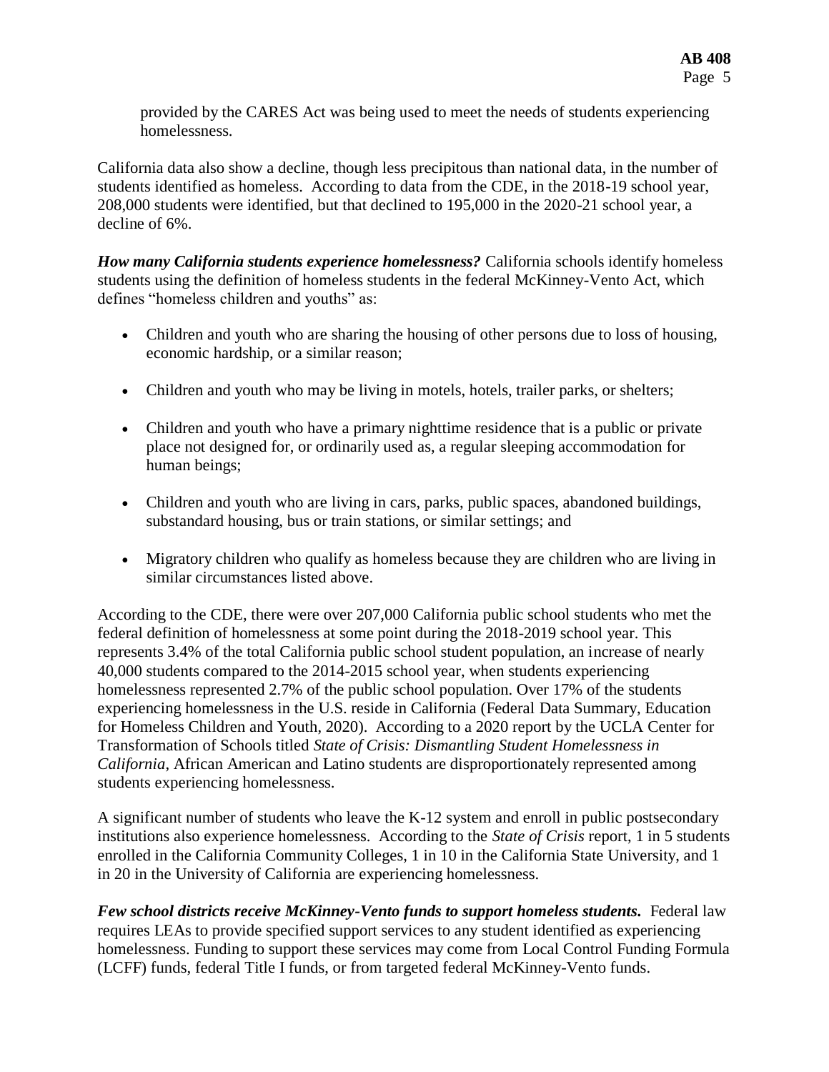provided by the CARES Act was being used to meet the needs of students experiencing homelessness.

California data also show a decline, though less precipitous than national data, in the number of students identified as homeless. According to data from the CDE, in the 2018-19 school year, 208,000 students were identified, but that declined to 195,000 in the 2020-21 school year, a decline of 6%.

***How many California students experience homelessness?*** California schools identify homeless students using the definition of homeless students in the federal McKinney-Vento Act, which defines "homeless children and youths" as:

- Children and youth who are sharing the housing of other persons due to loss of housing, economic hardship, or a similar reason;
- Children and youth who may be living in motels, hotels, trailer parks, or shelters;
- Children and youth who have a primary nighttime residence that is a public or private place not designed for, or ordinarily used as, a regular sleeping accommodation for human beings;
- Children and youth who are living in cars, parks, public spaces, abandoned buildings, substandard housing, bus or train stations, or similar settings; and
- Migratory children who qualify as homeless because they are children who are living in similar circumstances listed above.

According to the CDE, there were over 207,000 California public school students who met the federal definition of homelessness at some point during the 2018-2019 school year. This represents 3.4% of the total California public school student population, an increase of nearly 40,000 students compared to the 2014-2015 school year, when students experiencing homelessness represented 2.7% of the public school population. Over 17% of the students experiencing homelessness in the U.S. reside in California (Federal Data Summary, Education for Homeless Children and Youth, 2020). According to a 2020 report by the UCLA Center for Transformation of Schools titled *State of Crisis: Dismantling Student Homelessness in California*, African American and Latino students are disproportionately represented among students experiencing homelessness.

A significant number of students who leave the K-12 system and enroll in public postsecondary institutions also experience homelessness. According to the *State of Crisis* report, 1 in 5 students enrolled in the California Community Colleges, 1 in 10 in the California State University, and 1 in 20 in the University of California are experiencing homelessness.

***Few school districts receive McKinney-Vento funds to support homeless students.*** Federal law requires LEAs to provide specified support services to any student identified as experiencing homelessness. Funding to support these services may come from Local Control Funding Formula (LCFF) funds, federal Title I funds, or from targeted federal McKinney-Vento funds.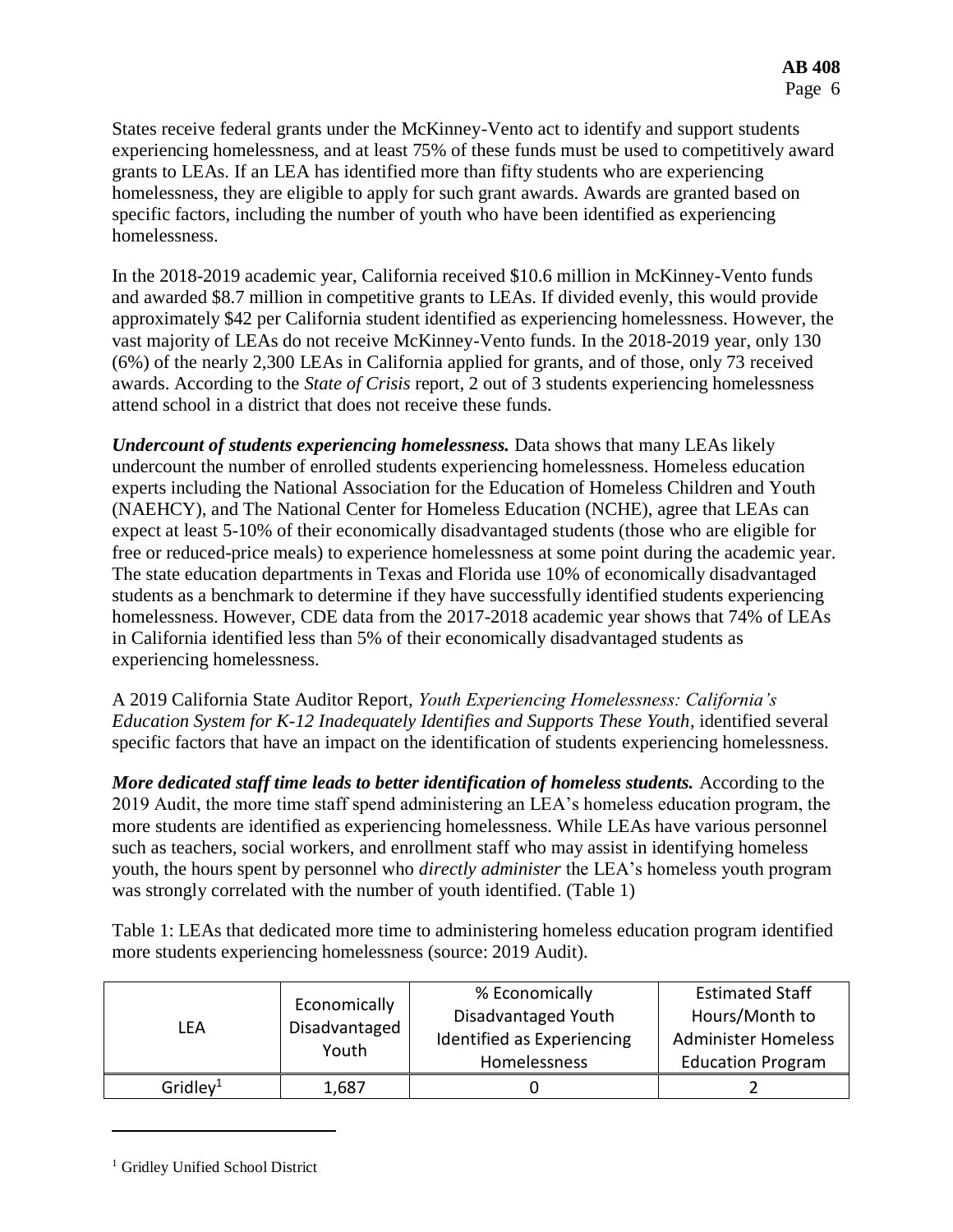States receive federal grants under the McKinney-Vento act to identify and support students experiencing homelessness, and at least 75% of these funds must be used to competitively award grants to LEAs. If an LEA has identified more than fifty students who are experiencing homelessness, they are eligible to apply for such grant awards. Awards are granted based on specific factors, including the number of youth who have been identified as experiencing homelessness.

In the 2018-2019 academic year, California received \$10.6 million in McKinney-Vento funds and awarded \$8.7 million in competitive grants to LEAs. If divided evenly, this would provide approximately \$42 per California student identified as experiencing homelessness. However, the vast majority of LEAs do not receive McKinney-Vento funds. In the 2018-2019 year, only 130 (6%) of the nearly 2,300 LEAs in California applied for grants, and of those, only 73 received awards. According to the *State of Crisis* report, 2 out of 3 students experiencing homelessness attend school in a district that does not receive these funds.

***Undercount of students experiencing homelessness.*** Data shows that many LEAs likely undercount the number of enrolled students experiencing homelessness. Homeless education experts including the National Association for the Education of Homeless Children and Youth (NAEHCY), and The National Center for Homeless Education (NCHE), agree that LEAs can expect at least 5-10% of their economically disadvantaged students (those who are eligible for free or reduced-price meals) to experience homelessness at some point during the academic year. The state education departments in Texas and Florida use 10% of economically disadvantaged students as a benchmark to determine if they have successfully identified students experiencing homelessness. However, CDE data from the 2017-2018 academic year shows that 74% of LEAs in California identified less than 5% of their economically disadvantaged students as experiencing homelessness.

A 2019 California State Auditor Report, *Youth Experiencing Homelessness: California's Education System for K-12 Inadequately Identifies and Supports These Youth*, identified several specific factors that have an impact on the identification of students experiencing homelessness.

***More dedicated staff time leads to better identification of homeless students.*** According to the 2019 Audit, the more time staff spend administering an LEA's homeless education program, the more students are identified as experiencing homelessness. While LEAs have various personnel such as teachers, social workers, and enrollment staff who may assist in identifying homeless youth, the hours spent by personnel who *directly administer* the LEA's homeless youth program was strongly correlated with the number of youth identified. (Table 1)

Table 1: LEAs that dedicated more time to administering homeless education program identified more students experiencing homelessness (source: 2019 Audit).

| LEA | Economically Disadvantaged Youth | % Economically Disadvantaged Youth Identified as Experiencing Homelessness | Estimated Staff Hours/Month to Administer Homeless Education Program |
|---|---|---|---|
| Gridley[1] | 1,687 | 0 | 2 |

[1] Gridley Unified School District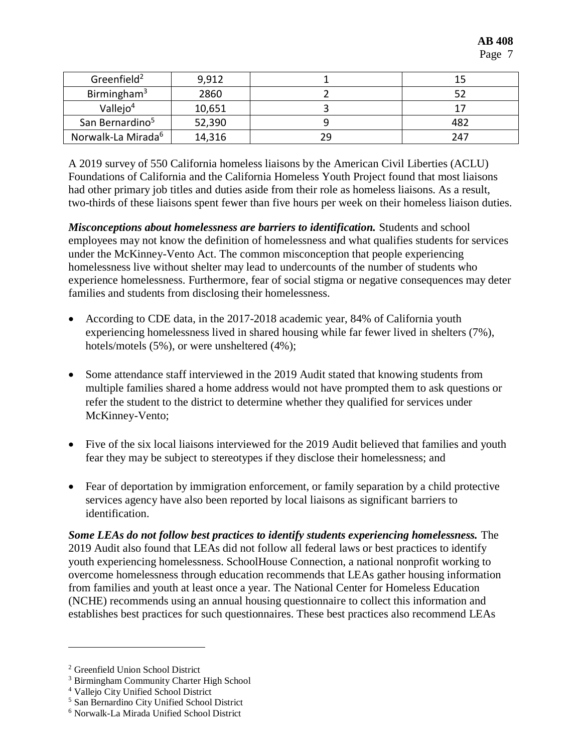| Greenfield[2] | 9,912 | 1 | 15 |
|---|---|---|---|
| Birmingham[3] | 2860 | 2 | 52 |
| Vallejo[4] | 10,651 | 3 | 17 |
| San Bernardino[5] | 52,390 | 9 | 482 |
| Norwalk-La Mirada[6] | 14,316 | 29 | 247 |

A 2019 survey of 550 California homeless liaisons by the American Civil Liberties (ACLU) Foundations of California and the California Homeless Youth Project found that most liaisons had other primary job titles and duties aside from their role as homeless liaisons. As a result, two-thirds of these liaisons spent fewer than five hours per week on their homeless liaison duties.

***Misconceptions about homelessness are barriers to identification.*** Students and school employees may not know the definition of homelessness and what qualifies students for services under the McKinney-Vento Act. The common misconception that people experiencing homelessness live without shelter may lead to undercounts of the number of students who experience homelessness. Furthermore, fear of social stigma or negative consequences may deter families and students from disclosing their homelessness.

- According to CDE data, in the 2017-2018 academic year, 84% of California youth experiencing homelessness lived in shared housing while far fewer lived in shelters (7%), hotels/motels (5%), or were unsheltered (4%);

- Some attendance staff interviewed in the 2019 Audit stated that knowing students from multiple families shared a home address would not have prompted them to ask questions or refer the student to the district to determine whether they qualified for services under McKinney-Vento;

- Five of the six local liaisons interviewed for the 2019 Audit believed that families and youth fear they may be subject to stereotypes if they disclose their homelessness; and

- Fear of deportation by immigration enforcement, or family separation by a child protective services agency have also been reported by local liaisons as significant barriers to identification.

***Some LEAs do not follow best practices to identify students experiencing homelessness.*** The 2019 Audit also found that LEAs did not follow all federal laws or best practices to identify youth experiencing homelessness. SchoolHouse Connection, a national nonprofit working to overcome homelessness through education recommends that LEAs gather housing information from families and youth at least once a year. The National Center for Homeless Education (NCHE) recommends using an annual housing questionnaire to collect this information and establishes best practices for such questionnaires. These best practices also recommend LEAs

---

[2] Greenfield Union School District

[3] Birmingham Community Charter High School

[4] Vallejo City Unified School District

[5] San Bernardino City Unified School District

[6] Norwalk-La Mirada Unified School District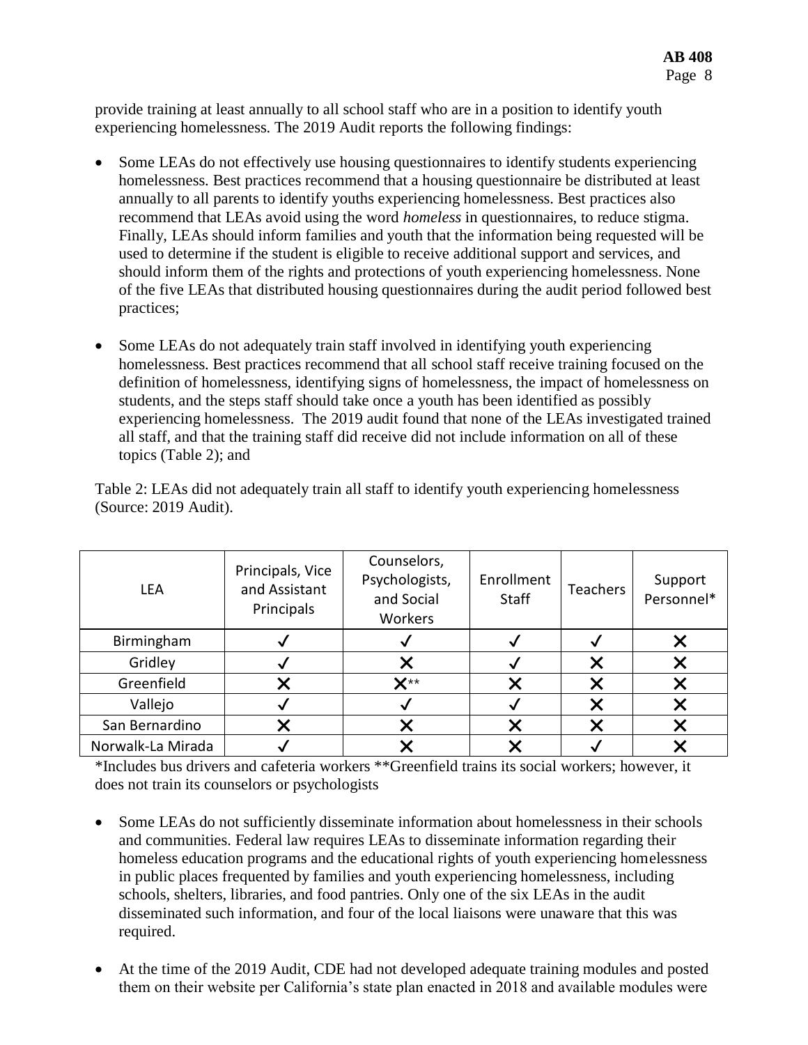provide training at least annually to all school staff who are in a position to identify youth experiencing homelessness. The 2019 Audit reports the following findings:

- Some LEAs do not effectively use housing questionnaires to identify students experiencing homelessness. Best practices recommend that a housing questionnaire be distributed at least annually to all parents to identify youths experiencing homelessness. Best practices also recommend that LEAs avoid using the word *homeless* in questionnaires, to reduce stigma. Finally, LEAs should inform families and youth that the information being requested will be used to determine if the student is eligible to receive additional support and services, and should inform them of the rights and protections of youth experiencing homelessness. None of the five LEAs that distributed housing questionnaires during the audit period followed best practices;

- Some LEAs do not adequately train staff involved in identifying youth experiencing homelessness. Best practices recommend that all school staff receive training focused on the definition of homelessness, identifying signs of homelessness, the impact of homelessness on students, and the steps staff should take once a youth has been identified as possibly experiencing homelessness. The 2019 audit found that none of the LEAs investigated trained all staff, and that the training staff did receive did not include information on all of these topics (Table 2); and

Table 2: LEAs did not adequately train all staff to identify youth experiencing homelessness (Source: 2019 Audit).

| LEA | Principals, Vice and Assistant Principals | Counselors, Psychologists, and Social Workers | Enrollment Staff | Teachers | Support Personnel* |
|---|---|---|---|---|---|
| Birmingham | ✓ | ✓ | ✓ | ✓ | ✕ |
| Gridley | ✓ | ✕ | ✓ | ✕ | ✕ |
| Greenfield | ✕ | ✕** | ✕ | ✕ | ✕ |
| Vallejo | ✓ | ✓ | ✓ | ✕ | ✕ |
| San Bernardino | ✕ | ✕ | ✕ | ✕ | ✕ |
| Norwalk-La Mirada | ✓ | ✕ | ✕ | ✓ | ✕ |

*Includes bus drivers and cafeteria workers **Greenfield trains its social workers; however, it does not train its counselors or psychologists

- Some LEAs do not sufficiently disseminate information about homelessness in their schools and communities. Federal law requires LEAs to disseminate information regarding their homeless education programs and the educational rights of youth experiencing homelessness in public places frequented by families and youth experiencing homelessness, including schools, shelters, libraries, and food pantries. Only one of the six LEAs in the audit disseminated such information, and four of the local liaisons were unaware that this was required.

- At the time of the 2019 Audit, CDE had not developed adequate training modules and posted them on their website per California's state plan enacted in 2018 and available modules were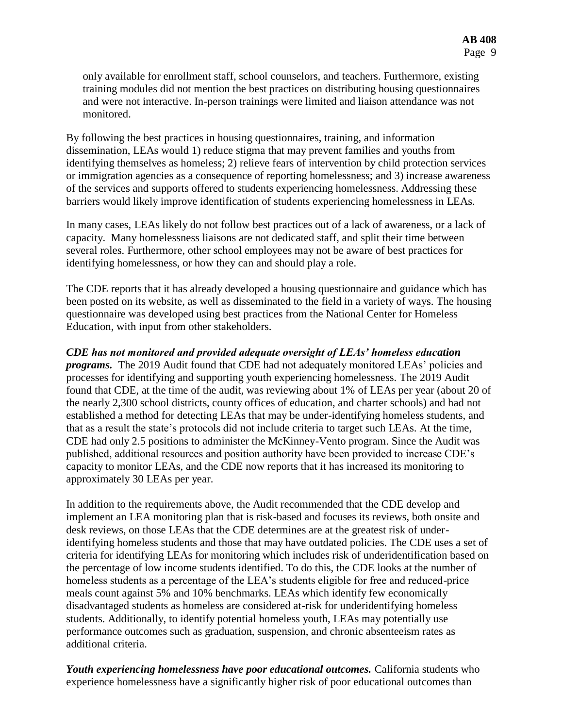only available for enrollment staff, school counselors, and teachers. Furthermore, existing training modules did not mention the best practices on distributing housing questionnaires and were not interactive. In-person trainings were limited and liaison attendance was not monitored.

By following the best practices in housing questionnaires, training, and information dissemination, LEAs would 1) reduce stigma that may prevent families and youths from identifying themselves as homeless; 2) relieve fears of intervention by child protection services or immigration agencies as a consequence of reporting homelessness; and 3) increase awareness of the services and supports offered to students experiencing homelessness. Addressing these barriers would likely improve identification of students experiencing homelessness in LEAs.

In many cases, LEAs likely do not follow best practices out of a lack of awareness, or a lack of capacity. Many homelessness liaisons are not dedicated staff, and split their time between several roles. Furthermore, other school employees may not be aware of best practices for identifying homelessness, or how they can and should play a role.

The CDE reports that it has already developed a housing questionnaire and guidance which has been posted on its website, as well as disseminated to the field in a variety of ways. The housing questionnaire was developed using best practices from the National Center for Homeless Education, with input from other stakeholders.

***CDE has not monitored and provided adequate oversight of LEAs' homeless education programs.*** The 2019 Audit found that CDE had not adequately monitored LEAs' policies and processes for identifying and supporting youth experiencing homelessness. The 2019 Audit found that CDE, at the time of the audit, was reviewing about 1% of LEAs per year (about 20 of the nearly 2,300 school districts, county offices of education, and charter schools) and had not established a method for detecting LEAs that may be under-identifying homeless students, and that as a result the state's protocols did not include criteria to target such LEAs. At the time, CDE had only 2.5 positions to administer the McKinney-Vento program. Since the Audit was published, additional resources and position authority have been provided to increase CDE's capacity to monitor LEAs, and the CDE now reports that it has increased its monitoring to approximately 30 LEAs per year.

In addition to the requirements above, the Audit recommended that the CDE develop and implement an LEA monitoring plan that is risk-based and focuses its reviews, both onsite and desk reviews, on those LEAs that the CDE determines are at the greatest risk of under-identifying homeless students and those that may have outdated policies. The CDE uses a set of criteria for identifying LEAs for monitoring which includes risk of underidentification based on the percentage of low income students identified. To do this, the CDE looks at the number of homeless students as a percentage of the LEA's students eligible for free and reduced-price meals count against 5% and 10% benchmarks. LEAs which identify few economically disadvantaged students as homeless are considered at-risk for underidentifying homeless students. Additionally, to identify potential homeless youth, LEAs may potentially use performance outcomes such as graduation, suspension, and chronic absenteeism rates as additional criteria.

***Youth experiencing homelessness have poor educational outcomes.*** California students who experience homelessness have a significantly higher risk of poor educational outcomes than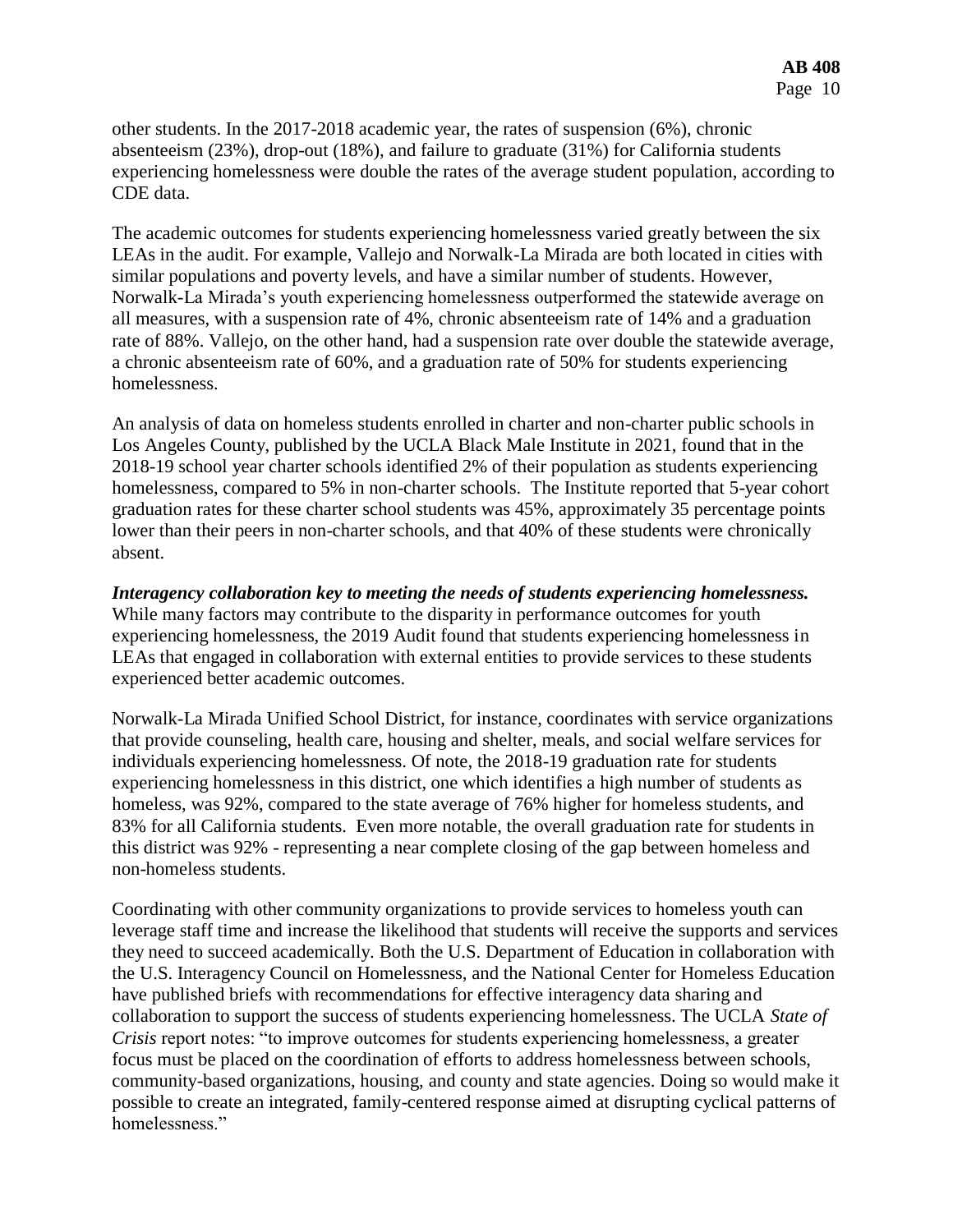other students. In the 2017-2018 academic year, the rates of suspension (6%), chronic absenteeism (23%), drop-out (18%), and failure to graduate (31%) for California students experiencing homelessness were double the rates of the average student population, according to CDE data.

The academic outcomes for students experiencing homelessness varied greatly between the six LEAs in the audit. For example, Vallejo and Norwalk-La Mirada are both located in cities with similar populations and poverty levels, and have a similar number of students. However, Norwalk-La Mirada's youth experiencing homelessness outperformed the statewide average on all measures, with a suspension rate of 4%, chronic absenteeism rate of 14% and a graduation rate of 88%. Vallejo, on the other hand, had a suspension rate over double the statewide average, a chronic absenteeism rate of 60%, and a graduation rate of 50% for students experiencing homelessness.

An analysis of data on homeless students enrolled in charter and non-charter public schools in Los Angeles County, published by the UCLA Black Male Institute in 2021, found that in the 2018-19 school year charter schools identified 2% of their population as students experiencing homelessness, compared to 5% in non-charter schools. The Institute reported that 5-year cohort graduation rates for these charter school students was 45%, approximately 35 percentage points lower than their peers in non-charter schools, and that 40% of these students were chronically absent.

***Interagency collaboration key to meeting the needs of students experiencing homelessness.*** While many factors may contribute to the disparity in performance outcomes for youth experiencing homelessness, the 2019 Audit found that students experiencing homelessness in LEAs that engaged in collaboration with external entities to provide services to these students experienced better academic outcomes.

Norwalk-La Mirada Unified School District, for instance, coordinates with service organizations that provide counseling, health care, housing and shelter, meals, and social welfare services for individuals experiencing homelessness. Of note, the 2018-19 graduation rate for students experiencing homelessness in this district, one which identifies a high number of students as homeless, was 92%, compared to the state average of 76% higher for homeless students, and 83% for all California students. Even more notable, the overall graduation rate for students in this district was 92% - representing a near complete closing of the gap between homeless and non-homeless students.

Coordinating with other community organizations to provide services to homeless youth can leverage staff time and increase the likelihood that students will receive the supports and services they need to succeed academically. Both the U.S. Department of Education in collaboration with the U.S. Interagency Council on Homelessness, and the National Center for Homeless Education have published briefs with recommendations for effective interagency data sharing and collaboration to support the success of students experiencing homelessness. The UCLA *State of Crisis* report notes: "to improve outcomes for students experiencing homelessness, a greater focus must be placed on the coordination of efforts to address homelessness between schools, community-based organizations, housing, and county and state agencies. Doing so would make it possible to create an integrated, family-centered response aimed at disrupting cyclical patterns of homelessness."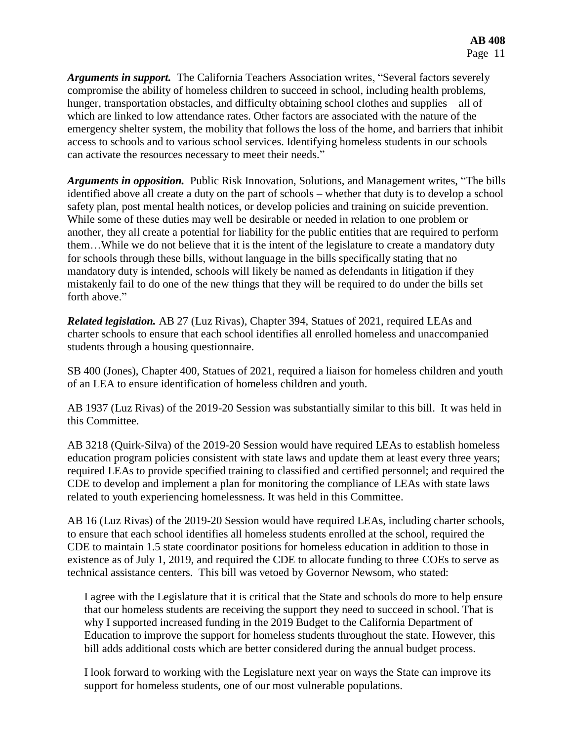***Arguments in support.*** The California Teachers Association writes, "Several factors severely compromise the ability of homeless children to succeed in school, including health problems, hunger, transportation obstacles, and difficulty obtaining school clothes and supplies—all of which are linked to low attendance rates. Other factors are associated with the nature of the emergency shelter system, the mobility that follows the loss of the home, and barriers that inhibit access to schools and to various school services. Identifying homeless students in our schools can activate the resources necessary to meet their needs."

***Arguments in opposition.*** Public Risk Innovation, Solutions, and Management writes, "The bills identified above all create a duty on the part of schools – whether that duty is to develop a school safety plan, post mental health notices, or develop policies and training on suicide prevention. While some of these duties may well be desirable or needed in relation to one problem or another, they all create a potential for liability for the public entities that are required to perform them…While we do not believe that it is the intent of the legislature to create a mandatory duty for schools through these bills, without language in the bills specifically stating that no mandatory duty is intended, schools will likely be named as defendants in litigation if they mistakenly fail to do one of the new things that they will be required to do under the bills set forth above."

***Related legislation.*** AB 27 (Luz Rivas), Chapter 394, Statues of 2021, required LEAs and charter schools to ensure that each school identifies all enrolled homeless and unaccompanied students through a housing questionnaire.

SB 400 (Jones), Chapter 400, Statues of 2021, required a liaison for homeless children and youth of an LEA to ensure identification of homeless children and youth.

AB 1937 (Luz Rivas) of the 2019-20 Session was substantially similar to this bill. It was held in this Committee.

AB 3218 (Quirk-Silva) of the 2019-20 Session would have required LEAs to establish homeless education program policies consistent with state laws and update them at least every three years; required LEAs to provide specified training to classified and certified personnel; and required the CDE to develop and implement a plan for monitoring the compliance of LEAs with state laws related to youth experiencing homelessness. It was held in this Committee.

AB 16 (Luz Rivas) of the 2019-20 Session would have required LEAs, including charter schools, to ensure that each school identifies all homeless students enrolled at the school, required the CDE to maintain 1.5 state coordinator positions for homeless education in addition to those in existence as of July 1, 2019, and required the CDE to allocate funding to three COEs to serve as technical assistance centers. This bill was vetoed by Governor Newsom, who stated:

> I agree with the Legislature that it is critical that the State and schools do more to help ensure that our homeless students are receiving the support they need to succeed in school. That is why I supported increased funding in the 2019 Budget to the California Department of Education to improve the support for homeless students throughout the state. However, this bill adds additional costs which are better considered during the annual budget process.
>
> I look forward to working with the Legislature next year on ways the State can improve its support for homeless students, one of our most vulnerable populations.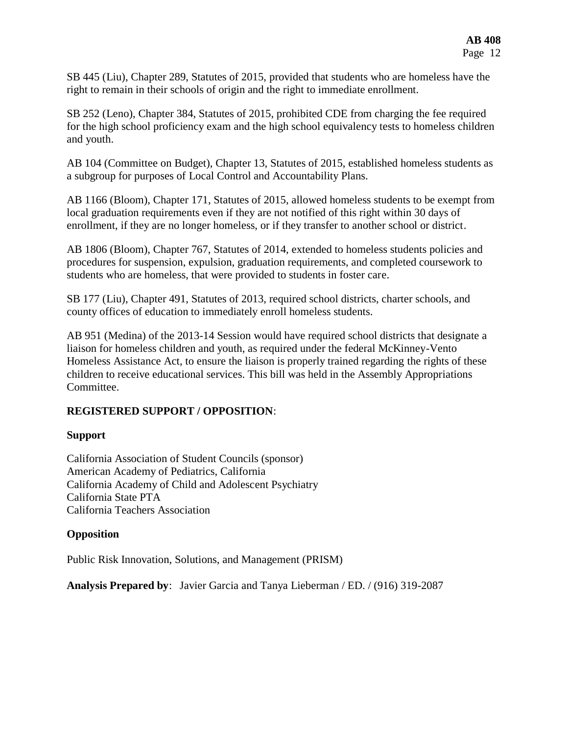SB 445 (Liu), Chapter 289, Statutes of 2015, provided that students who are homeless have the right to remain in their schools of origin and the right to immediate enrollment.

SB 252 (Leno), Chapter 384, Statutes of 2015, prohibited CDE from charging the fee required for the high school proficiency exam and the high school equivalency tests to homeless children and youth.

AB 104 (Committee on Budget), Chapter 13, Statutes of 2015, established homeless students as a subgroup for purposes of Local Control and Accountability Plans.

AB 1166 (Bloom), Chapter 171, Statutes of 2015, allowed homeless students to be exempt from local graduation requirements even if they are not notified of this right within 30 days of enrollment, if they are no longer homeless, or if they transfer to another school or district.

AB 1806 (Bloom), Chapter 767, Statutes of 2014, extended to homeless students policies and procedures for suspension, expulsion, graduation requirements, and completed coursework to students who are homeless, that were provided to students in foster care.

SB 177 (Liu), Chapter 491, Statutes of 2013, required school districts, charter schools, and county offices of education to immediately enroll homeless students.

AB 951 (Medina) of the 2013-14 Session would have required school districts that designate a liaison for homeless children and youth, as required under the federal McKinney-Vento Homeless Assistance Act, to ensure the liaison is properly trained regarding the rights of these children to receive educational services. This bill was held in the Assembly Appropriations Committee.

**REGISTERED SUPPORT / OPPOSITION**:

**Support**

California Association of Student Councils (sponsor)
American Academy of Pediatrics, California
California Academy of Child and Adolescent Psychiatry
California State PTA
California Teachers Association

**Opposition**

Public Risk Innovation, Solutions, and Management (PRISM)

**Analysis Prepared by**: Javier Garcia and Tanya Lieberman / ED. / (916) 319-2087